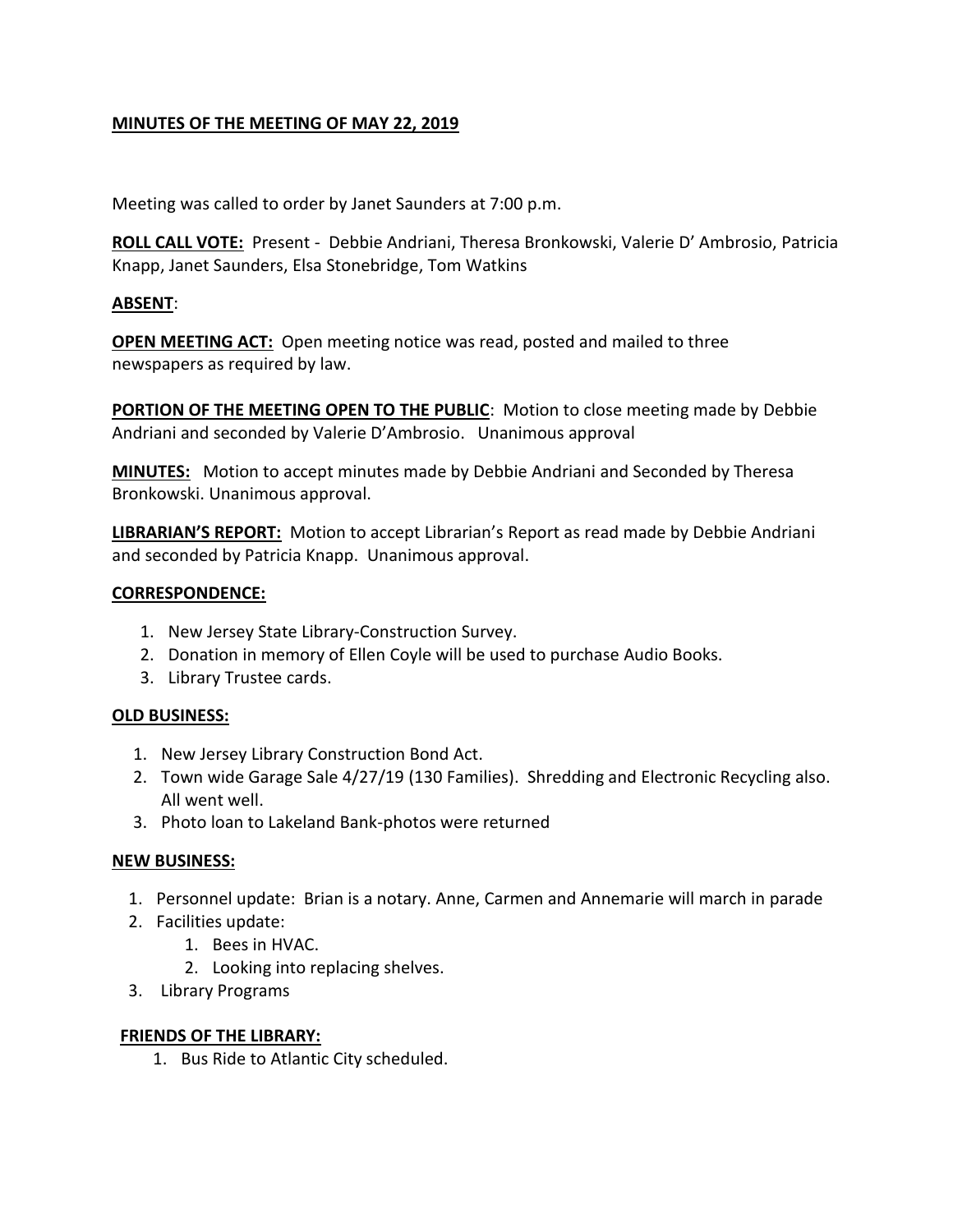**MINUTES OF THE MEETING OF MAY 22, 2019**

Meeting was called to order by Janet Saunders at 7:00 p.m.

**ROLL CALL VOTE:** Present - Debbie Andriani, Theresa Bronkowski, Valerie D' Ambrosio, Patricia Knapp, Janet Saunders, Elsa Stonebridge, Tom Watkins

**ABSENT**:

**OPEN MEETING ACT:** Open meeting notice was read, posted and mailed to three newspapers as required by law.

**PORTION OF THE MEETING OPEN TO THE PUBLIC**: Motion to close meeting made by Debbie Andriani and seconded by Valerie D'Ambrosio. Unanimous approval

**MINUTES:** Motion to accept minutes made by Debbie Andriani and Seconded by Theresa Bronkowski. Unanimous approval.

**LIBRARIAN'S REPORT:** Motion to accept Librarian's Report as read made by Debbie Andriani and seconded by Patricia Knapp. Unanimous approval.

**CORRESPONDENCE:**

1. New Jersey State Library-Construction Survey.
2. Donation in memory of Ellen Coyle will be used to purchase Audio Books.
3. Library Trustee cards.

**OLD BUSINESS:**

1. New Jersey Library Construction Bond Act.
2. Town wide Garage Sale 4/27/19 (130 Families). Shredding and Electronic Recycling also. All went well.
3. Photo loan to Lakeland Bank-photos were returned

**NEW BUSINESS:**

1. Personnel update: Brian is a notary. Anne, Carmen and Annemarie will march in parade
2. Facilities update:
   1. Bees in HVAC.
   2. Looking into replacing shelves.
3. Library Programs

**FRIENDS OF THE LIBRARY:**

1. Bus Ride to Atlantic City scheduled.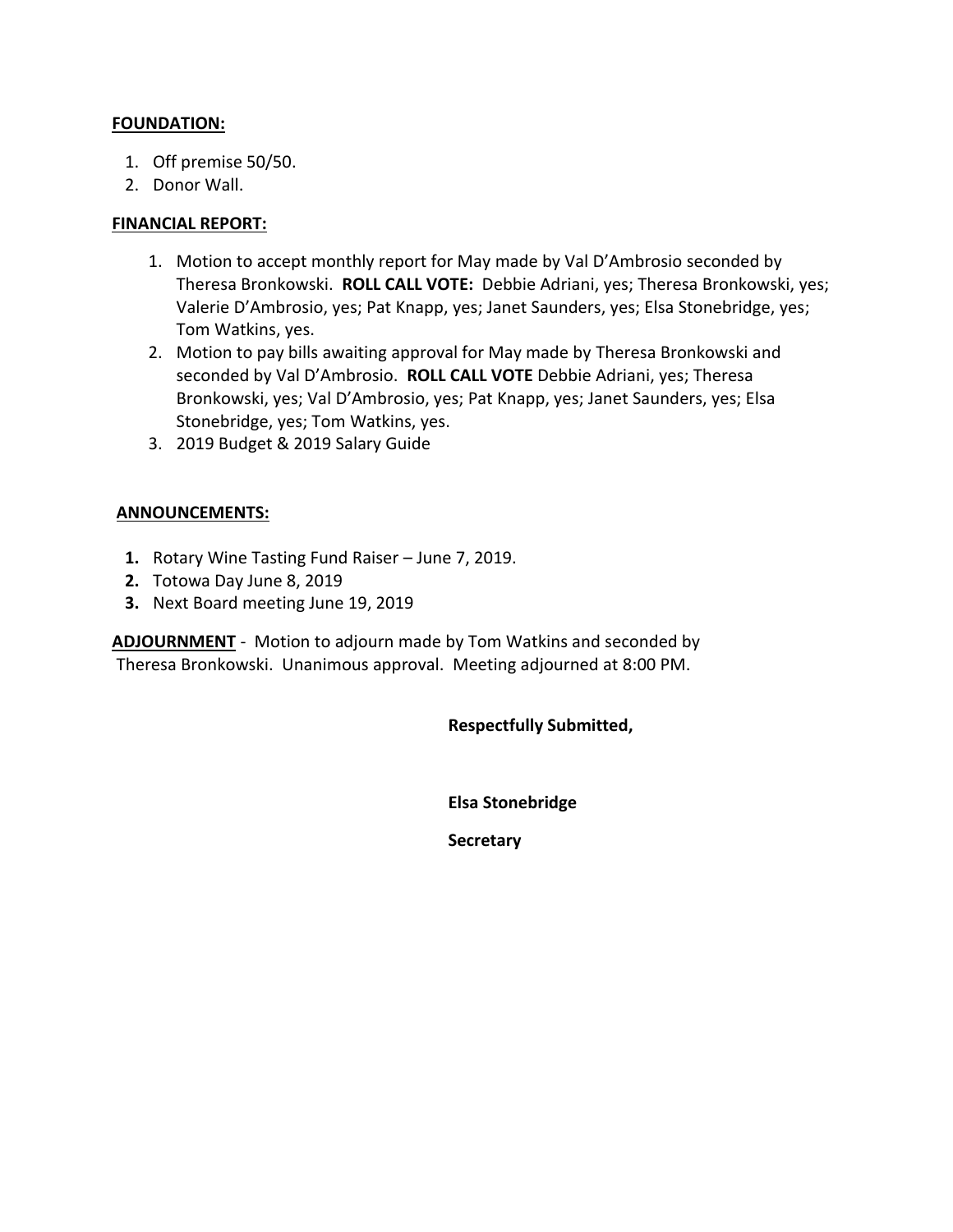**FOUNDATION:**

1. Off premise 50/50.
2. Donor Wall.

**FINANCIAL REPORT:**

1. Motion to accept monthly report for May made by Val D'Ambrosio seconded by Theresa Bronkowski. **ROLL CALL VOTE:** Debbie Adriani, yes; Theresa Bronkowski, yes; Valerie D'Ambrosio, yes; Pat Knapp, yes; Janet Saunders, yes; Elsa Stonebridge, yes; Tom Watkins, yes.
2. Motion to pay bills awaiting approval for May made by Theresa Bronkowski and seconded by Val D'Ambrosio. **ROLL CALL VOTE** Debbie Adriani, yes; Theresa Bronkowski, yes; Val D'Ambrosio, yes; Pat Knapp, yes; Janet Saunders, yes; Elsa Stonebridge, yes; Tom Watkins, yes.
3. 2019 Budget & 2019 Salary Guide

**ANNOUNCEMENTS:**

1. Rotary Wine Tasting Fund Raiser – June 7, 2019.
2. Totowa Day June 8, 2019
3. Next Board meeting June 19, 2019

**ADJOURNMENT** - Motion to adjourn made by Tom Watkins and seconded by Theresa Bronkowski. Unanimous approval. Meeting adjourned at 8:00 PM.

**Respectfully Submitted,**

**Elsa Stonebridge**

**Secretary**